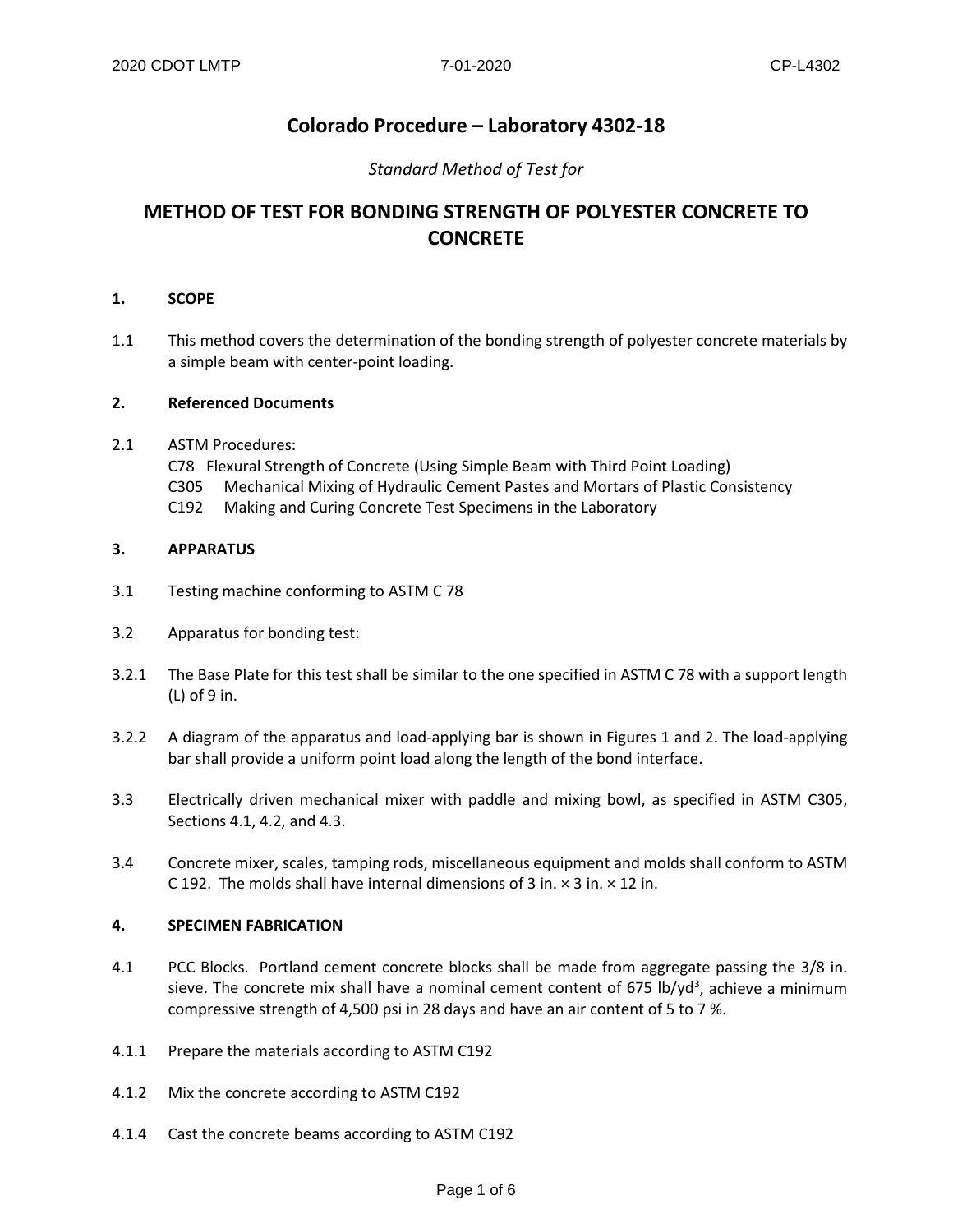# Colorado Procedure – Laboratory 4302-18

*Standard Method of Test for*

## METHOD OF TEST FOR BONDING STRENGTH OF POLYESTER CONCRETE TO CONCRETE

### 1. SCOPE

1.1 This method covers the determination of the bonding strength of polyester concrete materials by a simple beam with center-point loading.

### 2. Referenced Documents

2.1 ASTM Procedures:
C78 Flexural Strength of Concrete (Using Simple Beam with Third Point Loading)
C305 Mechanical Mixing of Hydraulic Cement Pastes and Mortars of Plastic Consistency
C192 Making and Curing Concrete Test Specimens in the Laboratory

### 3. APPARATUS

3.1 Testing machine conforming to ASTM C 78

3.2 Apparatus for bonding test:

3.2.1 The Base Plate for this test shall be similar to the one specified in ASTM C 78 with a support length (L) of 9 in.

3.2.2 A diagram of the apparatus and load-applying bar is shown in Figures 1 and 2. The load-applying bar shall provide a uniform point load along the length of the bond interface.

3.3 Electrically driven mechanical mixer with paddle and mixing bowl, as specified in ASTM C305, Sections 4.1, 4.2, and 4.3.

3.4 Concrete mixer, scales, tamping rods, miscellaneous equipment and molds shall conform to ASTM C 192. The molds shall have internal dimensions of 3 in. × 3 in. × 12 in.

### 4. SPECIMEN FABRICATION

4.1 PCC Blocks. Portland cement concrete blocks shall be made from aggregate passing the 3/8 in. sieve. The concrete mix shall have a nominal cement content of 675 lb/yd$^3$, achieve a minimum compressive strength of 4,500 psi in 28 days and have an air content of 5 to 7 %.

4.1.1 Prepare the materials according to ASTM C192

4.1.2 Mix the concrete according to ASTM C192

4.1.4 Cast the concrete beams according to ASTM C192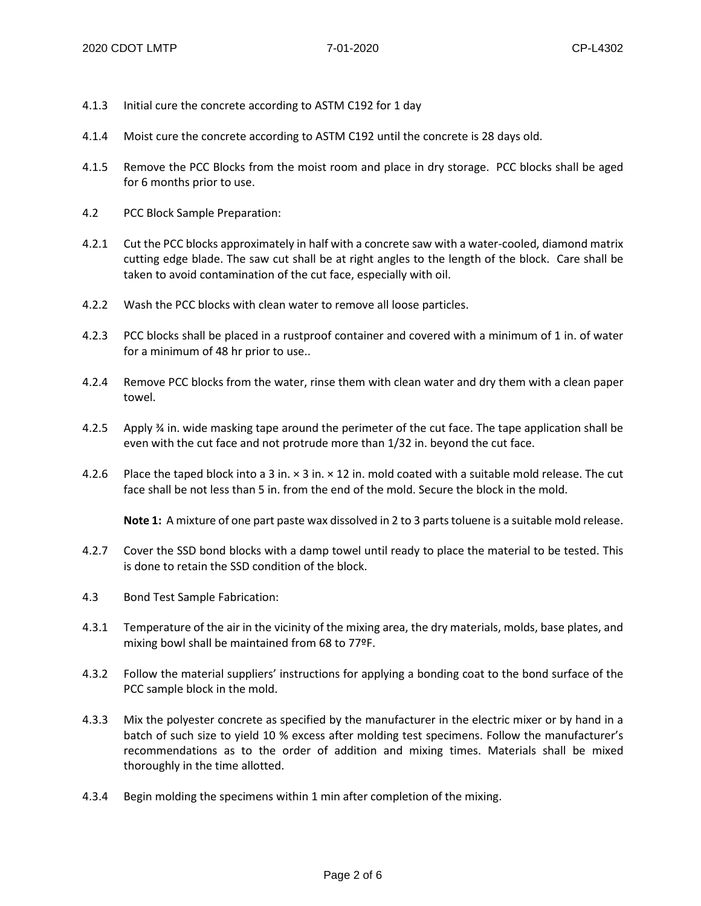4.1.3 Initial cure the concrete according to ASTM C192 for 1 day

4.1.4 Moist cure the concrete according to ASTM C192 until the concrete is 28 days old.

4.1.5 Remove the PCC Blocks from the moist room and place in dry storage. PCC blocks shall be aged for 6 months prior to use.

4.2 PCC Block Sample Preparation:

4.2.1 Cut the PCC blocks approximately in half with a concrete saw with a water-cooled, diamond matrix cutting edge blade. The saw cut shall be at right angles to the length of the block. Care shall be taken to avoid contamination of the cut face, especially with oil.

4.2.2 Wash the PCC blocks with clean water to remove all loose particles.

4.2.3 PCC blocks shall be placed in a rustproof container and covered with a minimum of 1 in. of water for a minimum of 48 hr prior to use..

4.2.4 Remove PCC blocks from the water, rinse them with clean water and dry them with a clean paper towel.

4.2.5 Apply ¾ in. wide masking tape around the perimeter of the cut face. The tape application shall be even with the cut face and not protrude more than 1/32 in. beyond the cut face.

4.2.6 Place the taped block into a 3 in. × 3 in. × 12 in. mold coated with a suitable mold release. The cut face shall be not less than 5 in. from the end of the mold. Secure the block in the mold.

**Note 1:** A mixture of one part paste wax dissolved in 2 to 3 parts toluene is a suitable mold release.

4.2.7 Cover the SSD bond blocks with a damp towel until ready to place the material to be tested. This is done to retain the SSD condition of the block.

4.3 Bond Test Sample Fabrication:

4.3.1 Temperature of the air in the vicinity of the mixing area, the dry materials, molds, base plates, and mixing bowl shall be maintained from 68 to 77ºF.

4.3.2 Follow the material suppliers' instructions for applying a bonding coat to the bond surface of the PCC sample block in the mold.

4.3.3 Mix the polyester concrete as specified by the manufacturer in the electric mixer or by hand in a batch of such size to yield 10 % excess after molding test specimens. Follow the manufacturer's recommendations as to the order of addition and mixing times. Materials shall be mixed thoroughly in the time allotted.

4.3.4 Begin molding the specimens within 1 min after completion of the mixing.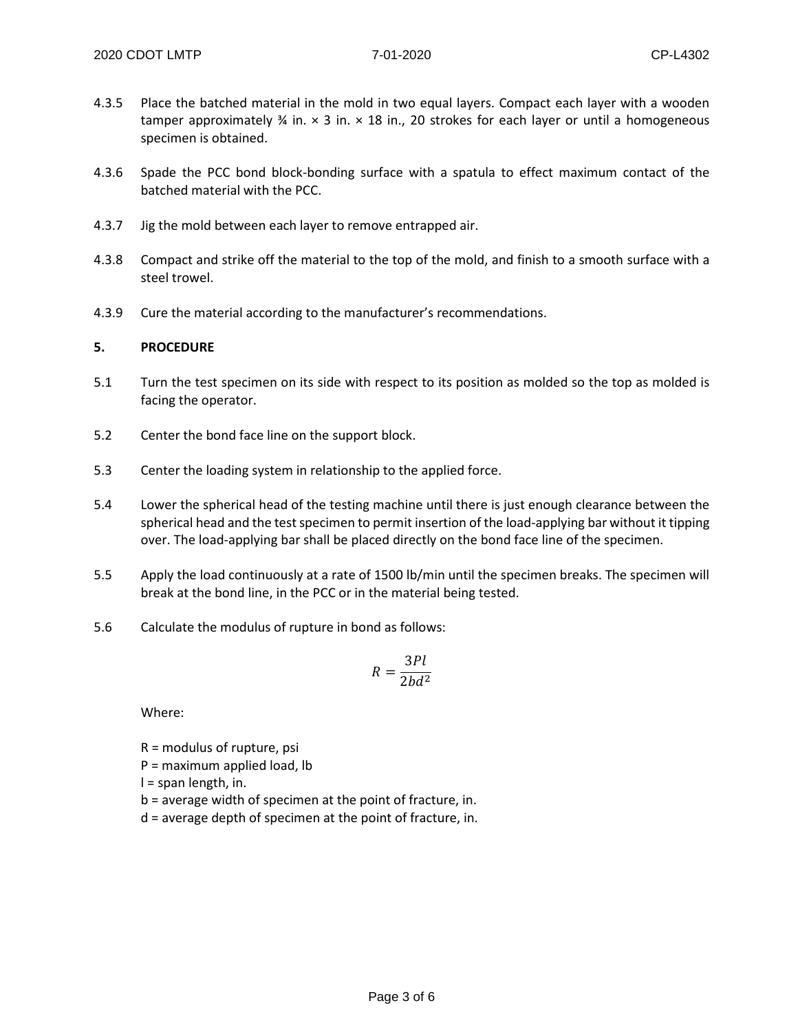4.3.5 Place the batched material in the mold in two equal layers. Compact each layer with a wooden tamper approximately ¾ in. × 3 in. × 18 in., 20 strokes for each layer or until a homogeneous specimen is obtained.

4.3.6 Spade the PCC bond block-bonding surface with a spatula to effect maximum contact of the batched material with the PCC.

4.3.7 Jig the mold between each layer to remove entrapped air.

4.3.8 Compact and strike off the material to the top of the mold, and finish to a smooth surface with a steel trowel.

4.3.9 Cure the material according to the manufacturer's recommendations.

## 5. PROCEDURE

5.1 Turn the test specimen on its side with respect to its position as molded so the top as molded is facing the operator.

5.2 Center the bond face line on the support block.

5.3 Center the loading system in relationship to the applied force.

5.4 Lower the spherical head of the testing machine until there is just enough clearance between the spherical head and the test specimen to permit insertion of the load-applying bar without it tipping over. The load-applying bar shall be placed directly on the bond face line of the specimen.

5.5 Apply the load continuously at a rate of 1500 lb/min until the specimen breaks. The specimen will break at the bond line, in the PCC or in the material being tested.

5.6 Calculate the modulus of rupture in bond as follows:

$$R = \frac{3Pl}{2bd^2}$$

Where:

R = modulus of rupture, psi
P = maximum applied load, lb
l = span length, in.
b = average width of specimen at the point of fracture, in.
d = average depth of specimen at the point of fracture, in.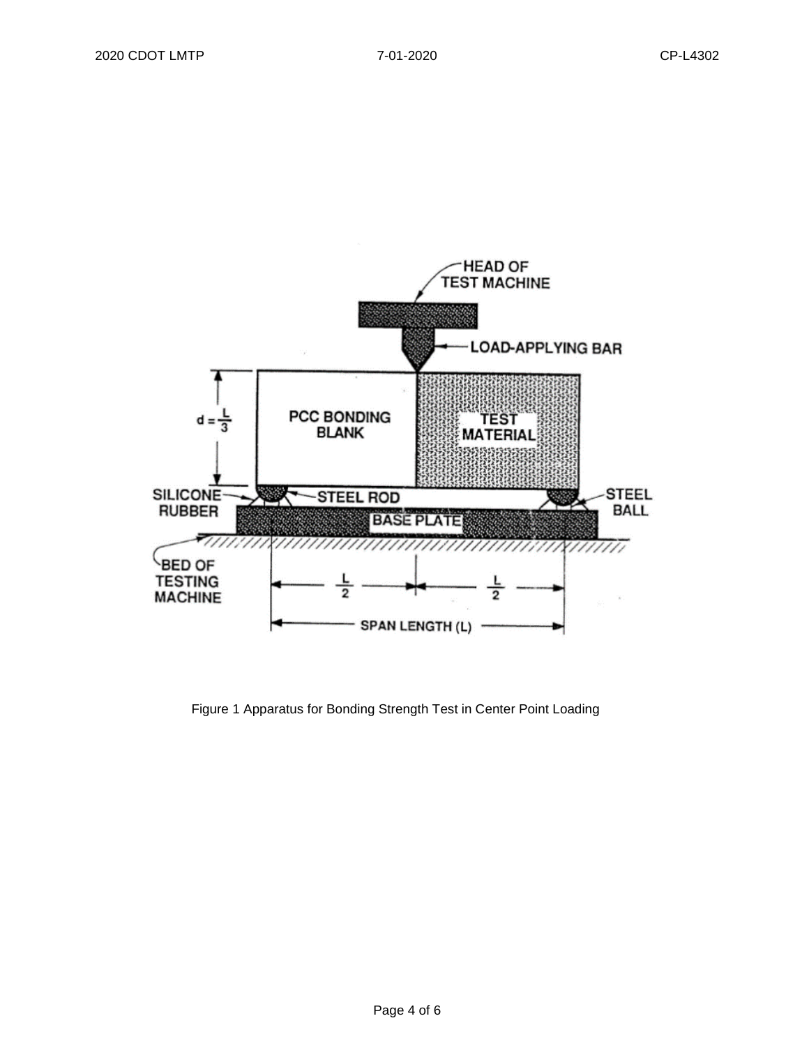Figure 1 Apparatus for Bonding Strength Test in Center Point Loading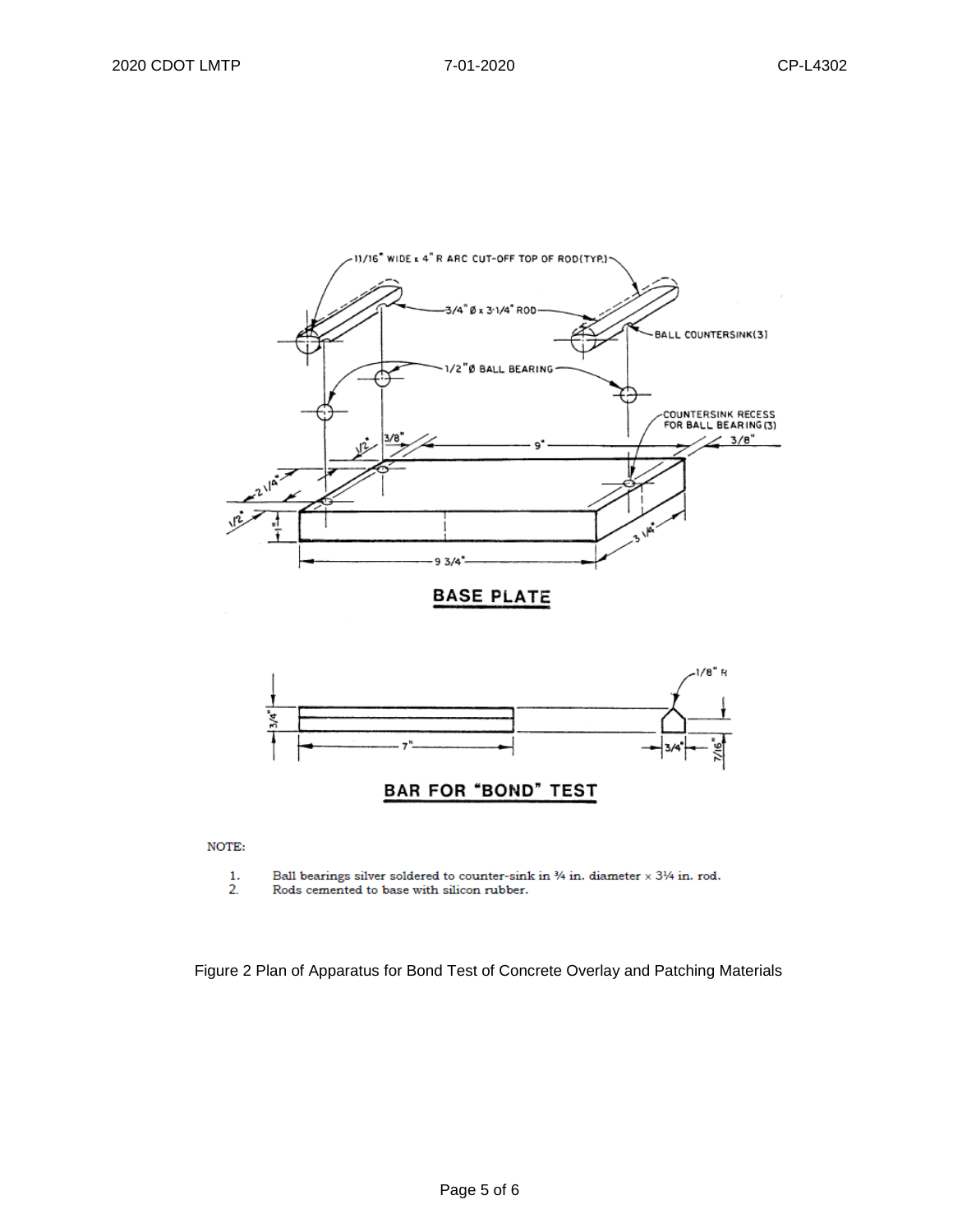BASE PLATE

BAR FOR "BOND" TEST

NOTE:

1. Ball bearings silver soldered to counter-sink in ¾ in. diameter × 3¼ in. rod.
2. Rods cemented to base with silicon rubber.

Figure 2 Plan of Apparatus for Bond Test of Concrete Overlay and Patching Materials